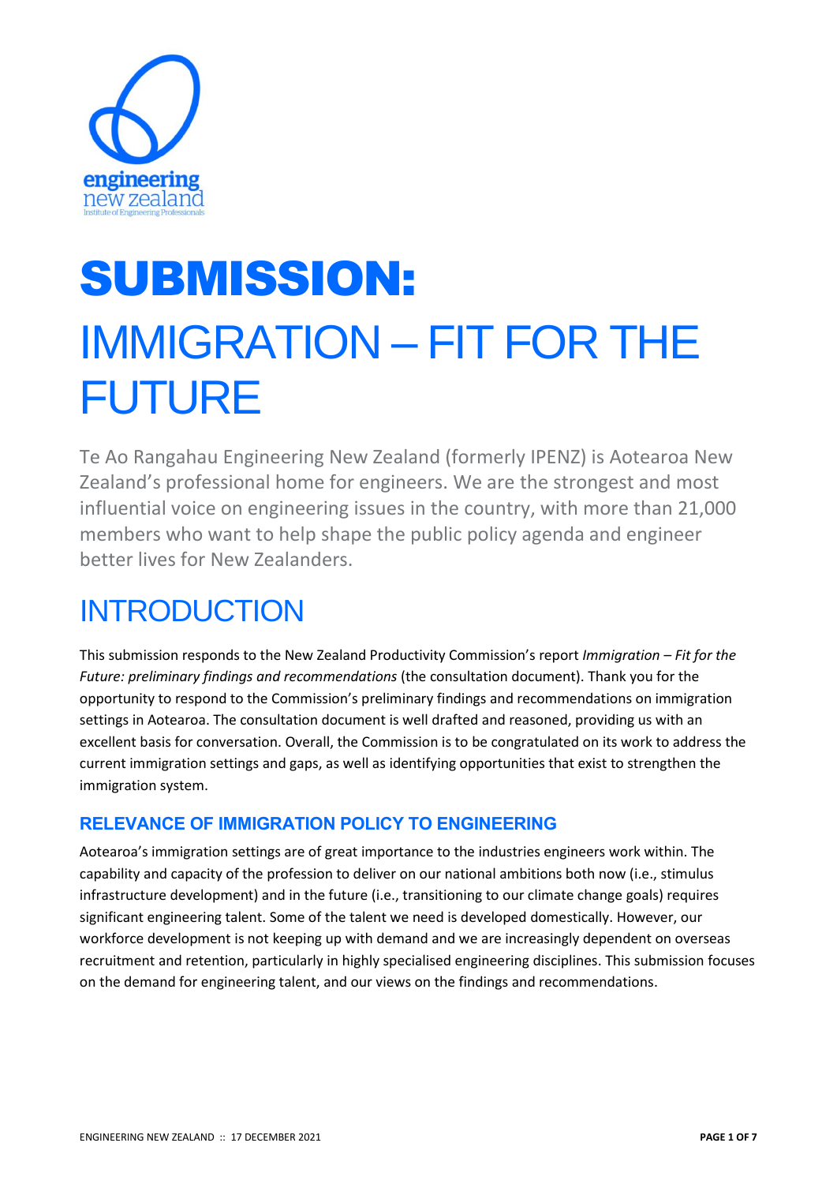# SUBMISSION: IMMIGRATION – FIT FOR THE FUTURE

Te Ao Rangahau Engineering New Zealand (formerly IPENZ) is Aotearoa New Zealand's professional home for engineers. We are the strongest and most influential voice on engineering issues in the country, with more than 21,000 members who want to help shape the public policy agenda and engineer better lives for New Zealanders.

## INTRODUCTION

This submission responds to the New Zealand Productivity Commission's report *Immigration – Fit for the Future: preliminary findings and recommendations* (the consultation document). Thank you for the opportunity to respond to the Commission's preliminary findings and recommendations on immigration settings in Aotearoa. The consultation document is well drafted and reasoned, providing us with an excellent basis for conversation. Overall, the Commission is to be congratulated on its work to address the current immigration settings and gaps, as well as identifying opportunities that exist to strengthen the immigration system.

### RELEVANCE OF IMMIGRATION POLICY TO ENGINEERING

Aotearoa's immigration settings are of great importance to the industries engineers work within. The capability and capacity of the profession to deliver on our national ambitions both now (i.e., stimulus infrastructure development) and in the future (i.e., transitioning to our climate change goals) requires significant engineering talent. Some of the talent we need is developed domestically. However, our workforce development is not keeping up with demand and we are increasingly dependent on overseas recruitment and retention, particularly in highly specialised engineering disciplines. This submission focuses on the demand for engineering talent, and our views on the findings and recommendations.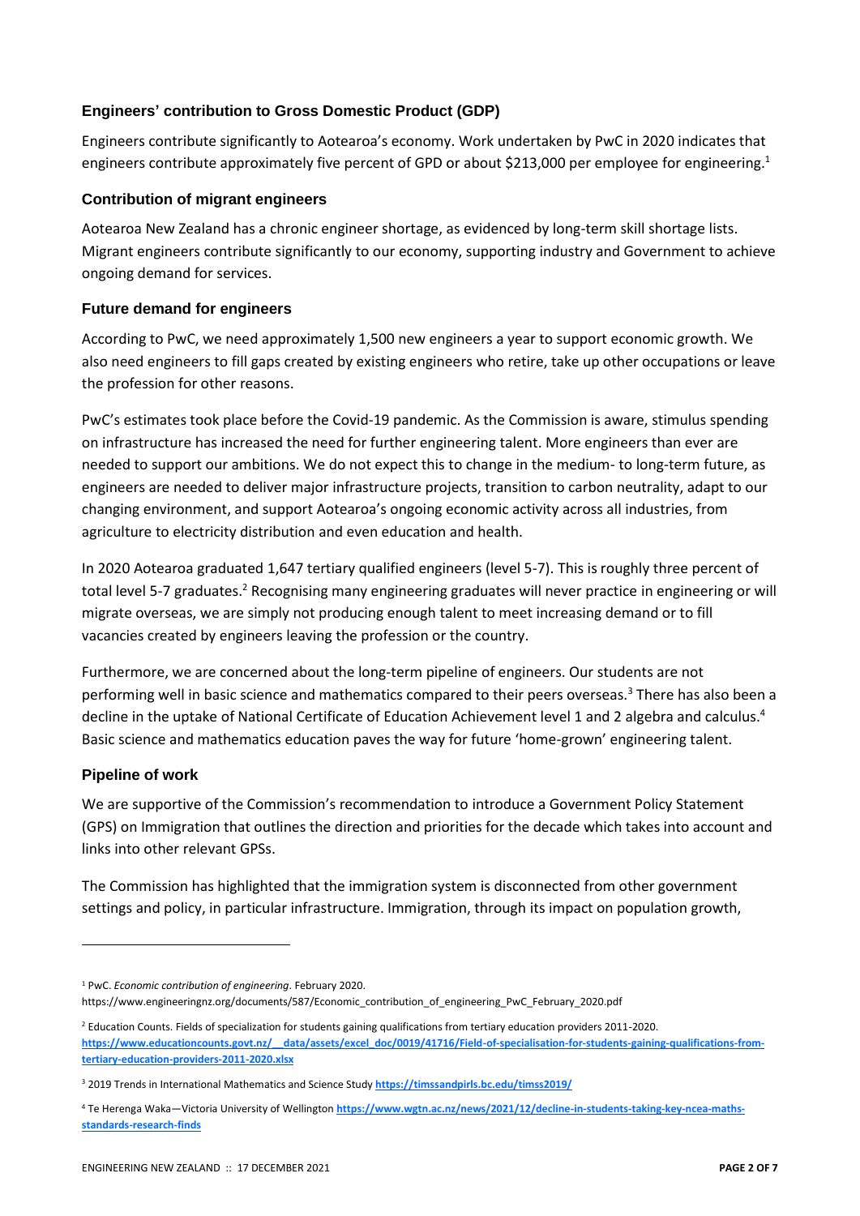### Engineers' contribution to Gross Domestic Product (GDP)

Engineers contribute significantly to Aotearoa's economy. Work undertaken by PwC in 2020 indicates that engineers contribute approximately five percent of GPD or about $213,000 per employee for engineering.[1]

### Contribution of migrant engineers

Aotearoa New Zealand has a chronic engineer shortage, as evidenced by long-term skill shortage lists. Migrant engineers contribute significantly to our economy, supporting industry and Government to achieve ongoing demand for services.

### Future demand for engineers

According to PwC, we need approximately 1,500 new engineers a year to support economic growth. We also need engineers to fill gaps created by existing engineers who retire, take up other occupations or leave the profession for other reasons.

PwC's estimates took place before the Covid-19 pandemic. As the Commission is aware, stimulus spending on infrastructure has increased the need for further engineering talent. More engineers than ever are needed to support our ambitions. We do not expect this to change in the medium- to long-term future, as engineers are needed to deliver major infrastructure projects, transition to carbon neutrality, adapt to our changing environment, and support Aotearoa's ongoing economic activity across all industries, from agriculture to electricity distribution and even education and health.

In 2020 Aotearoa graduated 1,647 tertiary qualified engineers (level 5-7). This is roughly three percent of total level 5-7 graduates.[2] Recognising many engineering graduates will never practice in engineering or will migrate overseas, we are simply not producing enough talent to meet increasing demand or to fill vacancies created by engineers leaving the profession or the country.

Furthermore, we are concerned about the long-term pipeline of engineers. Our students are not performing well in basic science and mathematics compared to their peers overseas.[3] There has also been a decline in the uptake of National Certificate of Education Achievement level 1 and 2 algebra and calculus.[4] Basic science and mathematics education paves the way for future 'home-grown' engineering talent.

### Pipeline of work

We are supportive of the Commission's recommendation to introduce a Government Policy Statement (GPS) on Immigration that outlines the direction and priorities for the decade which takes into account and links into other relevant GPSs.

The Commission has highlighted that the immigration system is disconnected from other government settings and policy, in particular infrastructure. Immigration, through its impact on population growth,

---

[1] PwC. *Economic contribution of engineering*. February 2020. https://www.engineeringnz.org/documents/587/Economic_contribution_of_engineering_PwC_February_2020.pdf

[2] Education Counts. Fields of specialization for students gaining qualifications from tertiary education providers 2011-2020. https://www.educationcounts.govt.nz/__data/assets/excel_doc/0019/41716/Field-of-specialisation-for-students-gaining-qualifications-from-tertiary-education-providers-2011-2020.xlsx

[3] 2019 Trends in International Mathematics and Science Study https://timssandpirls.bc.edu/timss2019/

[4] Te Herenga Waka—Victoria University of Wellington https://www.wgtn.ac.nz/news/2021/12/decline-in-students-taking-key-ncea-maths-standards-research-finds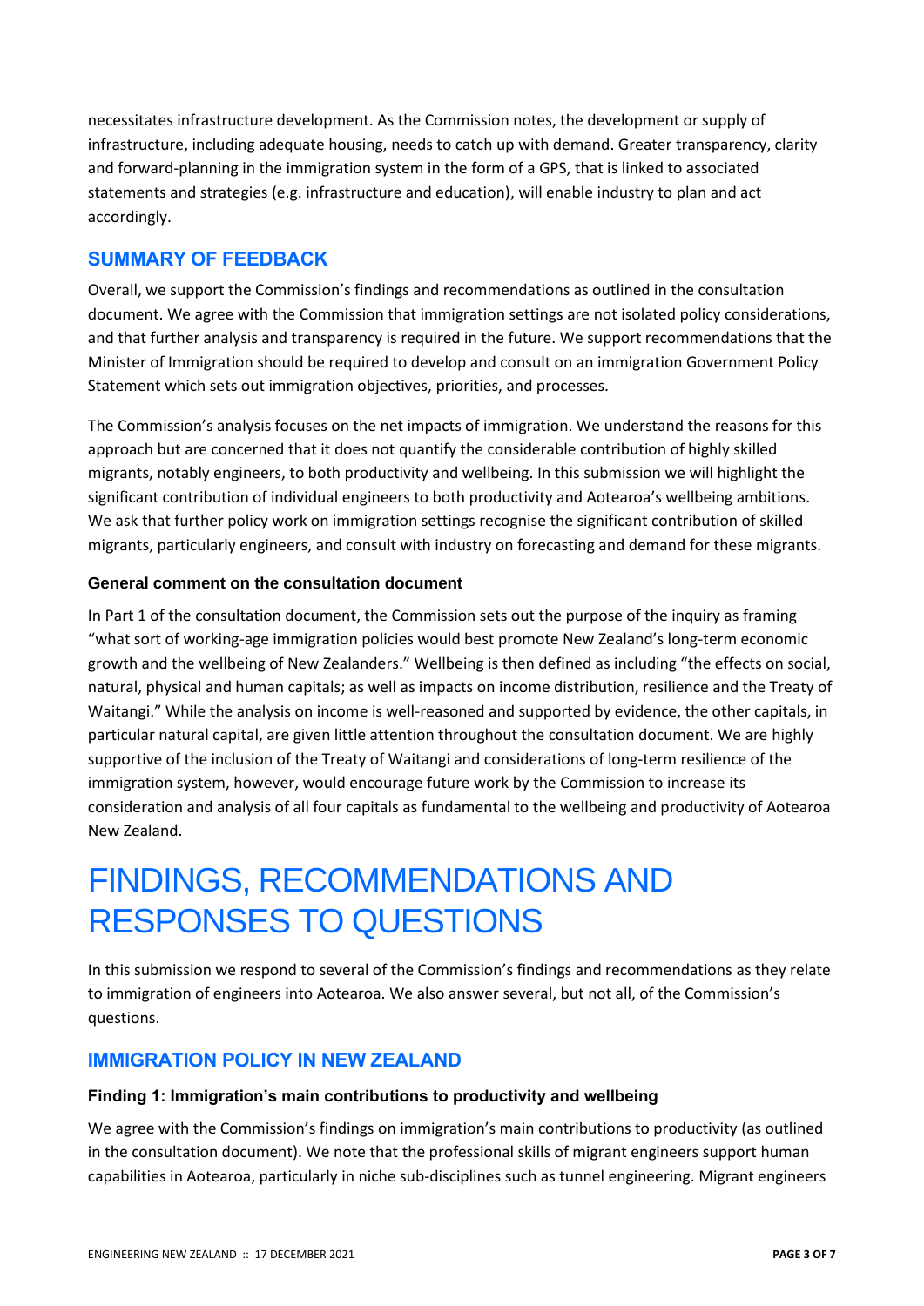necessitates infrastructure development. As the Commission notes, the development or supply of infrastructure, including adequate housing, needs to catch up with demand. Greater transparency, clarity and forward-planning in the immigration system in the form of a GPS, that is linked to associated statements and strategies (e.g. infrastructure and education), will enable industry to plan and act accordingly.

## SUMMARY OF FEEDBACK

Overall, we support the Commission's findings and recommendations as outlined in the consultation document. We agree with the Commission that immigration settings are not isolated policy considerations, and that further analysis and transparency is required in the future. We support recommendations that the Minister of Immigration should be required to develop and consult on an immigration Government Policy Statement which sets out immigration objectives, priorities, and processes.

The Commission's analysis focuses on the net impacts of immigration. We understand the reasons for this approach but are concerned that it does not quantify the considerable contribution of highly skilled migrants, notably engineers, to both productivity and wellbeing. In this submission we will highlight the significant contribution of individual engineers to both productivity and Aotearoa's wellbeing ambitions. We ask that further policy work on immigration settings recognise the significant contribution of skilled migrants, particularly engineers, and consult with industry on forecasting and demand for these migrants.

### General comment on the consultation document

In Part 1 of the consultation document, the Commission sets out the purpose of the inquiry as framing "what sort of working-age immigration policies would best promote New Zealand's long-term economic growth and the wellbeing of New Zealanders." Wellbeing is then defined as including "the effects on social, natural, physical and human capitals; as well as impacts on income distribution, resilience and the Treaty of Waitangi." While the analysis on income is well-reasoned and supported by evidence, the other capitals, in particular natural capital, are given little attention throughout the consultation document. We are highly supportive of the inclusion of the Treaty of Waitangi and considerations of long-term resilience of the immigration system, however, would encourage future work by the Commission to increase its consideration and analysis of all four capitals as fundamental to the wellbeing and productivity of Aotearoa New Zealand.

# FINDINGS, RECOMMENDATIONS AND RESPONSES TO QUESTIONS

In this submission we respond to several of the Commission's findings and recommendations as they relate to immigration of engineers into Aotearoa. We also answer several, but not all, of the Commission's questions.

## IMMIGRATION POLICY IN NEW ZEALAND

### Finding 1: Immigration's main contributions to productivity and wellbeing

We agree with the Commission's findings on immigration's main contributions to productivity (as outlined in the consultation document). We note that the professional skills of migrant engineers support human capabilities in Aotearoa, particularly in niche sub-disciplines such as tunnel engineering. Migrant engineers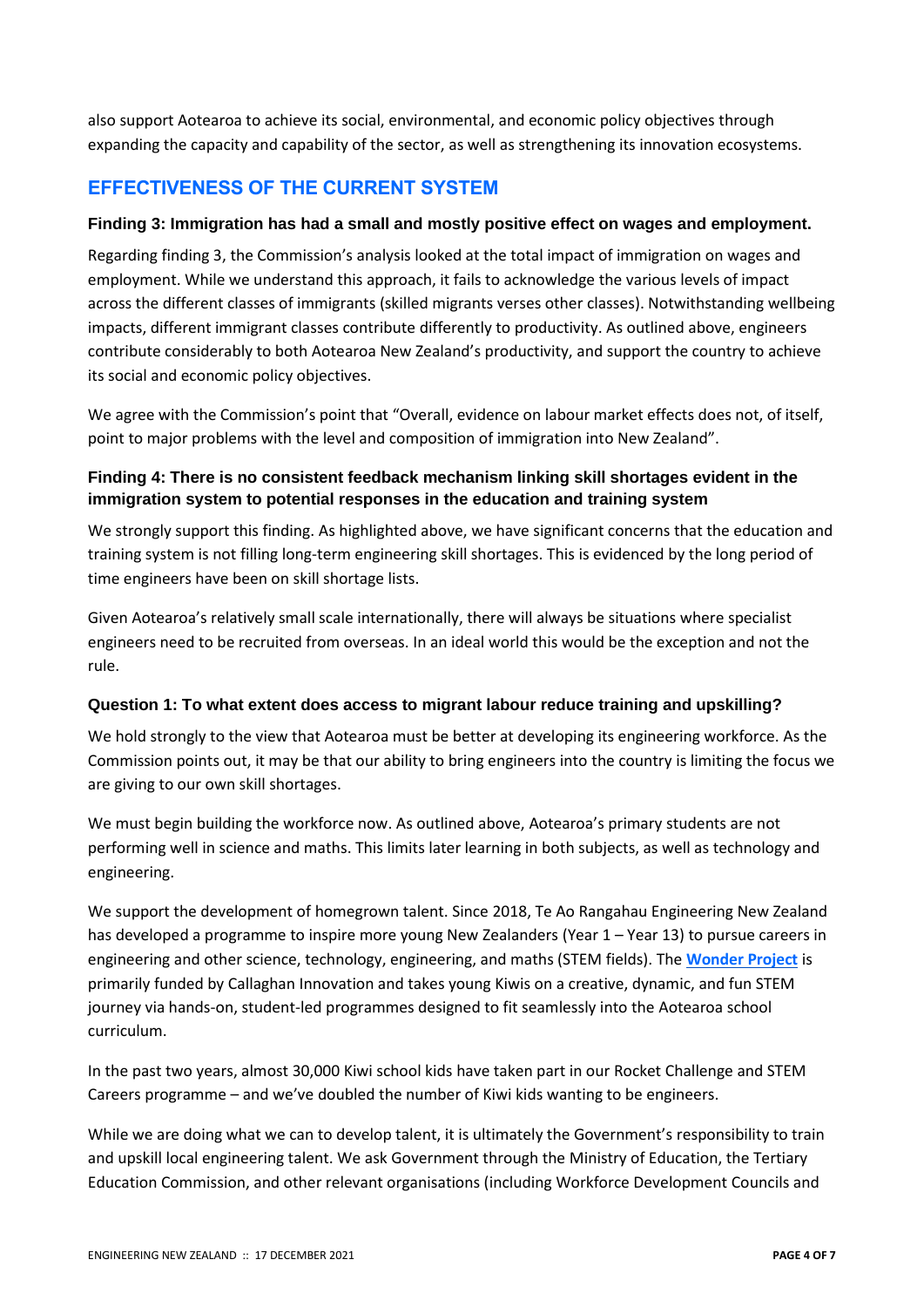also support Aotearoa to achieve its social, environmental, and economic policy objectives through expanding the capacity and capability of the sector, as well as strengthening its innovation ecosystems.

## EFFECTIVENESS OF THE CURRENT SYSTEM

### Finding 3: Immigration has had a small and mostly positive effect on wages and employment.

Regarding finding 3, the Commission's analysis looked at the total impact of immigration on wages and employment. While we understand this approach, it fails to acknowledge the various levels of impact across the different classes of immigrants (skilled migrants verses other classes). Notwithstanding wellbeing impacts, different immigrant classes contribute differently to productivity. As outlined above, engineers contribute considerably to both Aotearoa New Zealand's productivity, and support the country to achieve its social and economic policy objectives.

We agree with the Commission's point that "Overall, evidence on labour market effects does not, of itself, point to major problems with the level and composition of immigration into New Zealand".

### Finding 4: There is no consistent feedback mechanism linking skill shortages evident in the immigration system to potential responses in the education and training system

We strongly support this finding. As highlighted above, we have significant concerns that the education and training system is not filling long-term engineering skill shortages. This is evidenced by the long period of time engineers have been on skill shortage lists.

Given Aotearoa's relatively small scale internationally, there will always be situations where specialist engineers need to be recruited from overseas. In an ideal world this would be the exception and not the rule.

### Question 1: To what extent does access to migrant labour reduce training and upskilling?

We hold strongly to the view that Aotearoa must be better at developing its engineering workforce. As the Commission points out, it may be that our ability to bring engineers into the country is limiting the focus we are giving to our own skill shortages.

We must begin building the workforce now. As outlined above, Aotearoa's primary students are not performing well in science and maths. This limits later learning in both subjects, as well as technology and engineering.

We support the development of homegrown talent. Since 2018, Te Ao Rangahau Engineering New Zealand has developed a programme to inspire more young New Zealanders (Year 1 – Year 13) to pursue careers in engineering and other science, technology, engineering, and maths (STEM fields). The **Wonder Project** is primarily funded by Callaghan Innovation and takes young Kiwis on a creative, dynamic, and fun STEM journey via hands-on, student-led programmes designed to fit seamlessly into the Aotearoa school curriculum.

In the past two years, almost 30,000 Kiwi school kids have taken part in our Rocket Challenge and STEM Careers programme – and we've doubled the number of Kiwi kids wanting to be engineers.

While we are doing what we can to develop talent, it is ultimately the Government's responsibility to train and upskill local engineering talent. We ask Government through the Ministry of Education, the Tertiary Education Commission, and other relevant organisations (including Workforce Development Councils and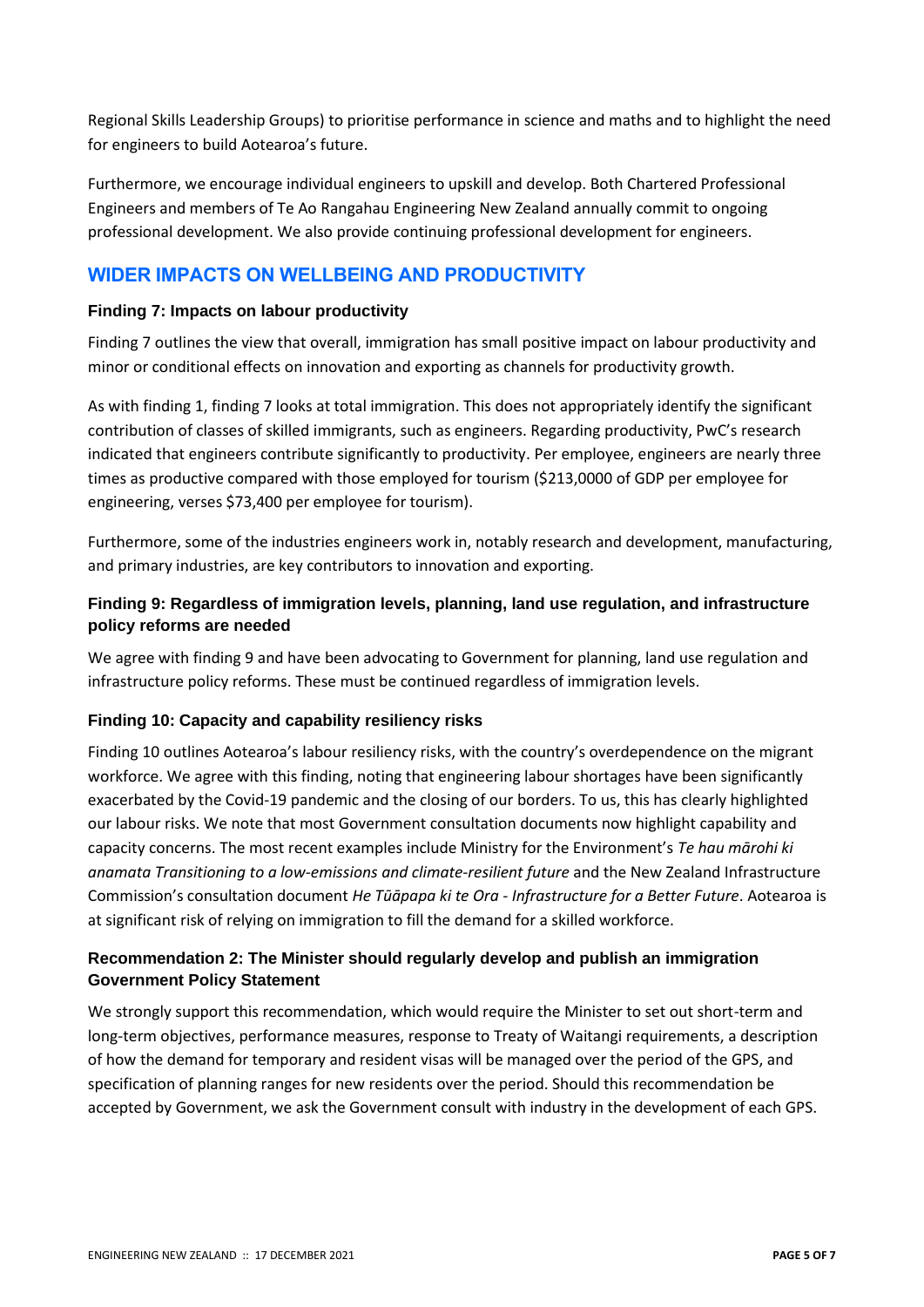Regional Skills Leadership Groups) to prioritise performance in science and maths and to highlight the need for engineers to build Aotearoa's future.

Furthermore, we encourage individual engineers to upskill and develop. Both Chartered Professional Engineers and members of Te Ao Rangahau Engineering New Zealand annually commit to ongoing professional development. We also provide continuing professional development for engineers.

## WIDER IMPACTS ON WELLBEING AND PRODUCTIVITY

### Finding 7: Impacts on labour productivity

Finding 7 outlines the view that overall, immigration has small positive impact on labour productivity and minor or conditional effects on innovation and exporting as channels for productivity growth.

As with finding 1, finding 7 looks at total immigration. This does not appropriately identify the significant contribution of classes of skilled immigrants, such as engineers. Regarding productivity, PwC's research indicated that engineers contribute significantly to productivity. Per employee, engineers are nearly three times as productive compared with those employed for tourism ($213,0000 of GDP per employee for engineering, verses $73,400 per employee for tourism).

Furthermore, some of the industries engineers work in, notably research and development, manufacturing, and primary industries, are key contributors to innovation and exporting.

### Finding 9: Regardless of immigration levels, planning, land use regulation, and infrastructure policy reforms are needed

We agree with finding 9 and have been advocating to Government for planning, land use regulation and infrastructure policy reforms. These must be continued regardless of immigration levels.

### Finding 10: Capacity and capability resiliency risks

Finding 10 outlines Aotearoa's labour resiliency risks, with the country's overdependence on the migrant workforce. We agree with this finding, noting that engineering labour shortages have been significantly exacerbated by the Covid-19 pandemic and the closing of our borders. To us, this has clearly highlighted our labour risks. We note that most Government consultation documents now highlight capability and capacity concerns. The most recent examples include Ministry for the Environment's *Te hau mārohi ki anamata Transitioning to a low-emissions and climate-resilient future* and the New Zealand Infrastructure Commission's consultation document *He Tūāpapa ki te Ora - Infrastructure for a Better Future*. Aotearoa is at significant risk of relying on immigration to fill the demand for a skilled workforce.

### Recommendation 2: The Minister should regularly develop and publish an immigration Government Policy Statement

We strongly support this recommendation, which would require the Minister to set out short-term and long-term objectives, performance measures, response to Treaty of Waitangi requirements, a description of how the demand for temporary and resident visas will be managed over the period of the GPS, and specification of planning ranges for new residents over the period. Should this recommendation be accepted by Government, we ask the Government consult with industry in the development of each GPS.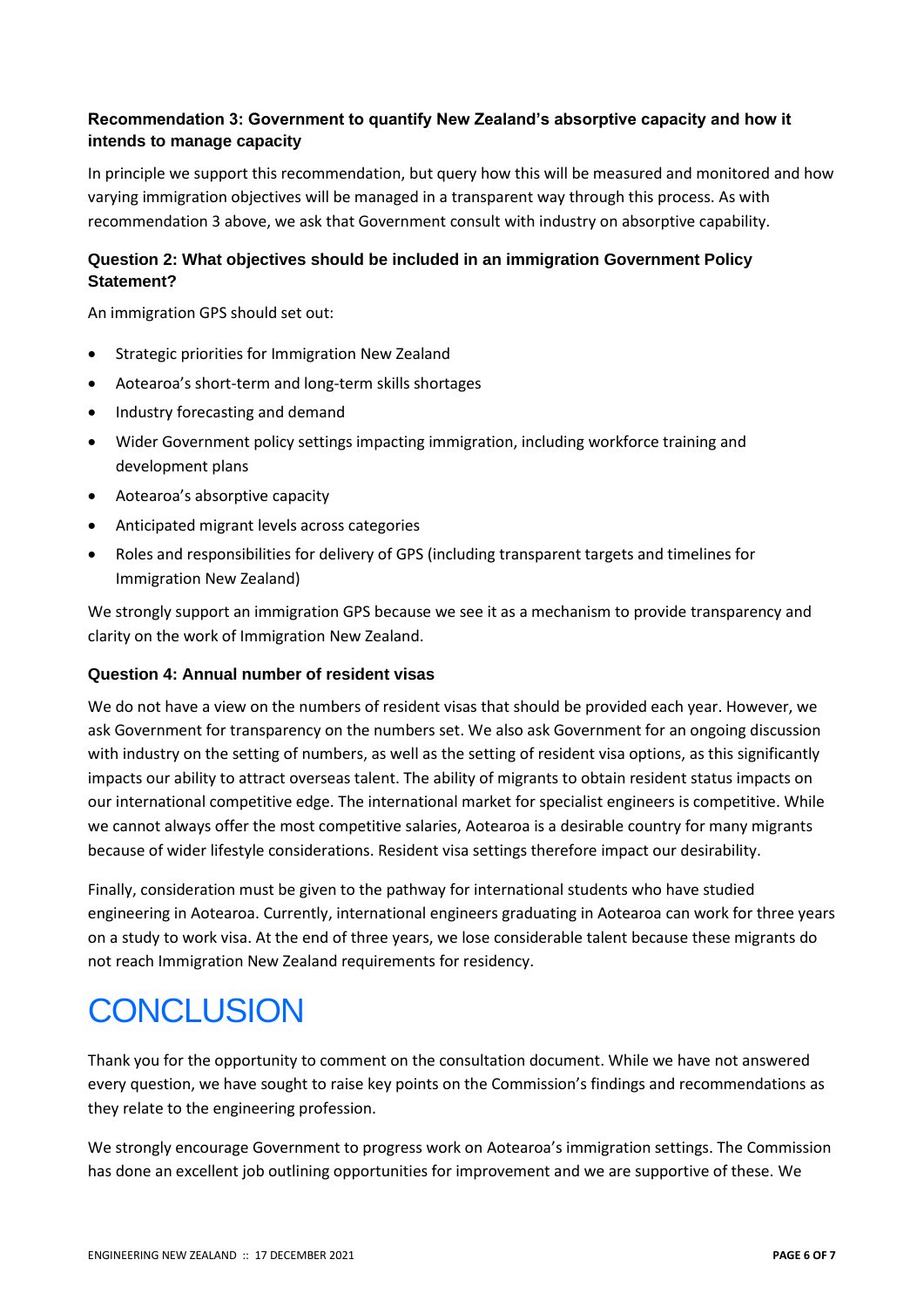### Recommendation 3: Government to quantify New Zealand's absorptive capacity and how it intends to manage capacity

In principle we support this recommendation, but query how this will be measured and monitored and how varying immigration objectives will be managed in a transparent way through this process. As with recommendation 3 above, we ask that Government consult with industry on absorptive capability.

### Question 2: What objectives should be included in an immigration Government Policy Statement?

An immigration GPS should set out:

- Strategic priorities for Immigration New Zealand
- Aotearoa's short-term and long-term skills shortages
- Industry forecasting and demand
- Wider Government policy settings impacting immigration, including workforce training and development plans
- Aotearoa's absorptive capacity
- Anticipated migrant levels across categories
- Roles and responsibilities for delivery of GPS (including transparent targets and timelines for Immigration New Zealand)

We strongly support an immigration GPS because we see it as a mechanism to provide transparency and clarity on the work of Immigration New Zealand.

### Question 4: Annual number of resident visas

We do not have a view on the numbers of resident visas that should be provided each year. However, we ask Government for transparency on the numbers set. We also ask Government for an ongoing discussion with industry on the setting of numbers, as well as the setting of resident visa options, as this significantly impacts our ability to attract overseas talent. The ability of migrants to obtain resident status impacts on our international competitive edge. The international market for specialist engineers is competitive. While we cannot always offer the most competitive salaries, Aotearoa is a desirable country for many migrants because of wider lifestyle considerations. Resident visa settings therefore impact our desirability.

Finally, consideration must be given to the pathway for international students who have studied engineering in Aotearoa. Currently, international engineers graduating in Aotearoa can work for three years on a study to work visa. At the end of three years, we lose considerable talent because these migrants do not reach Immigration New Zealand requirements for residency.

# CONCLUSION

Thank you for the opportunity to comment on the consultation document. While we have not answered every question, we have sought to raise key points on the Commission's findings and recommendations as they relate to the engineering profession.

We strongly encourage Government to progress work on Aotearoa's immigration settings. The Commission has done an excellent job outlining opportunities for improvement and we are supportive of these. We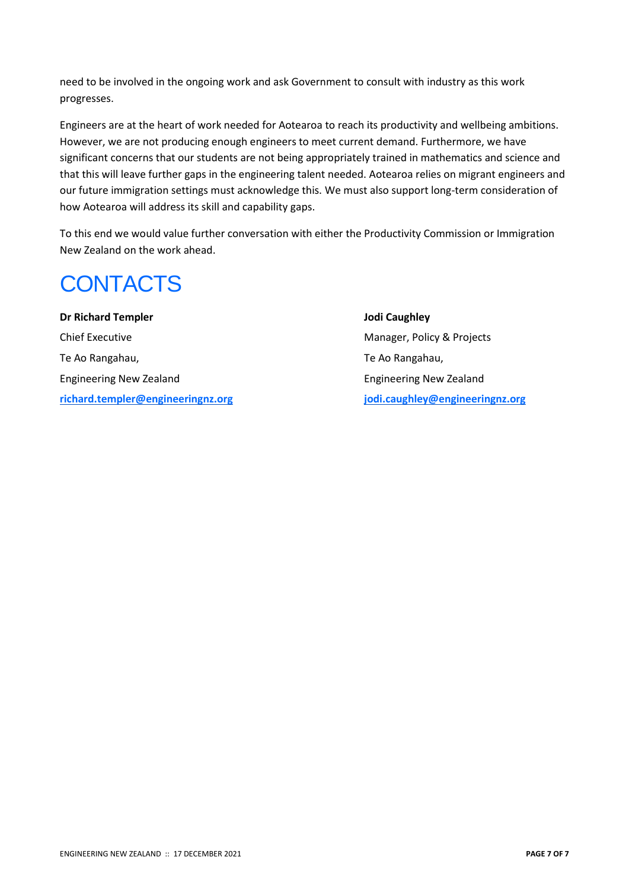need to be involved in the ongoing work and ask Government to consult with industry as this work progresses.

Engineers are at the heart of work needed for Aotearoa to reach its productivity and wellbeing ambitions. However, we are not producing enough engineers to meet current demand. Furthermore, we have significant concerns that our students are not being appropriately trained in mathematics and science and that this will leave further gaps in the engineering talent needed. Aotearoa relies on migrant engineers and our future immigration settings must acknowledge this. We must also support long-term consideration of how Aotearoa will address its skill and capability gaps.

To this end we would value further conversation with either the Productivity Commission or Immigration New Zealand on the work ahead.

# CONTACTS

**Dr Richard Templer**
Chief Executive
Te Ao Rangahau,
Engineering New Zealand
**richard.templer@engineeringnz.org**

**Jodi Caughley**
Manager, Policy & Projects
Te Ao Rangahau,
Engineering New Zealand
**jodi.caughley@engineeringnz.org**